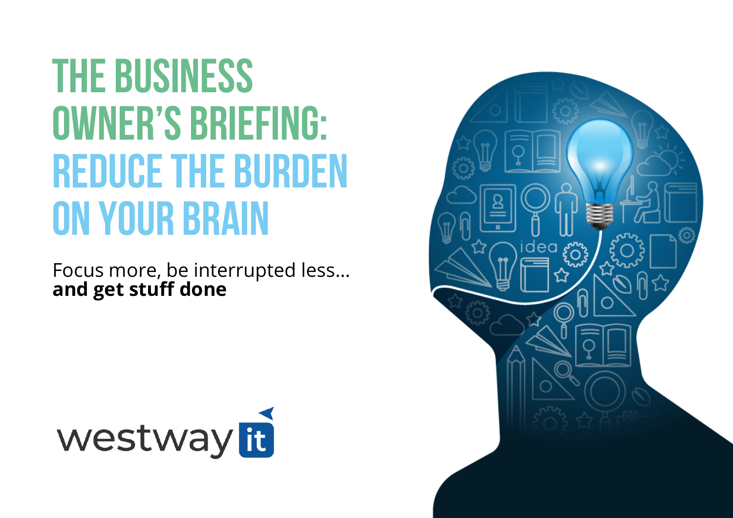# THE BUSINESS OWNER'S BRIEFING: REDUCE THE BURDEN ON YOUR BRAIN

Focus more, be interrupted less...
**and get stuff done**

westway it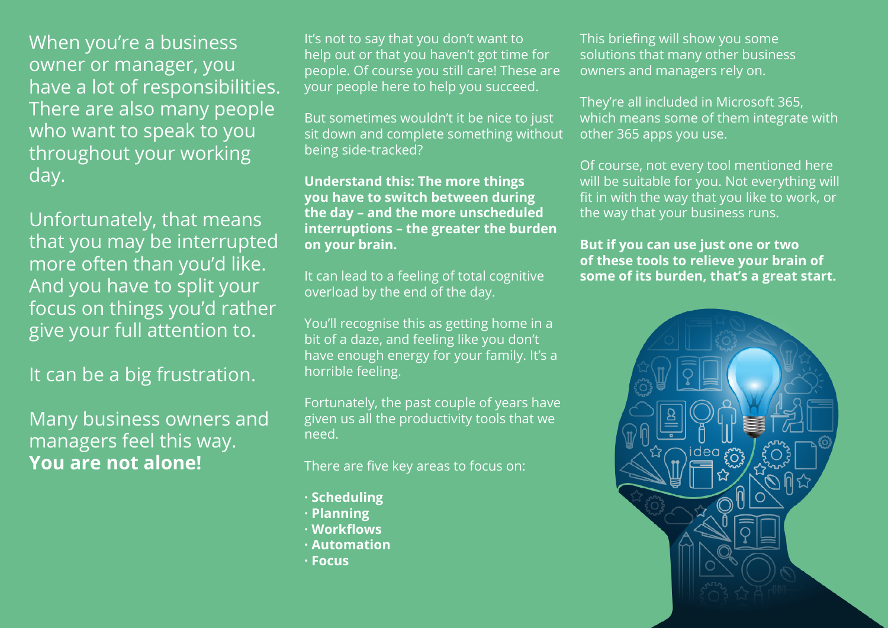When you're a business owner or manager, you have a lot of responsibilities. There are also many people who want to speak to you throughout your working day.

Unfortunately, that means that you may be interrupted more often than you'd like. And you have to split your focus on things you'd rather give your full attention to.

It can be a big frustration.

Many business owners and managers feel this way. **You are not alone!**

It's not to say that you don't want to help out or that you haven't got time for people. Of course you still care! These are your people here to help you succeed.

But sometimes wouldn't it be nice to just sit down and complete something without being side-tracked?

**Understand this: The more things you have to switch between during the day – and the more unscheduled interruptions – the greater the burden on your brain.**

It can lead to a feeling of total cognitive overload by the end of the day.

You'll recognise this as getting home in a bit of a daze, and feeling like you don't have enough energy for your family. It's a horrible feeling.

Fortunately, the past couple of years have given us all the productivity tools that we need.

There are five key areas to focus on:

- **Scheduling**
- **Planning**
- **Workflows**
- **Automation**
- **Focus**

This briefing will show you some solutions that many other business owners and managers rely on.

They're all included in Microsoft 365, which means some of them integrate with other 365 apps you use.

Of course, not every tool mentioned here will be suitable for you. Not everything will fit in with the way that you like to work, or the way that your business runs.

**But if you can use just one or two of these tools to relieve your brain of some of its burden, that's a great start.**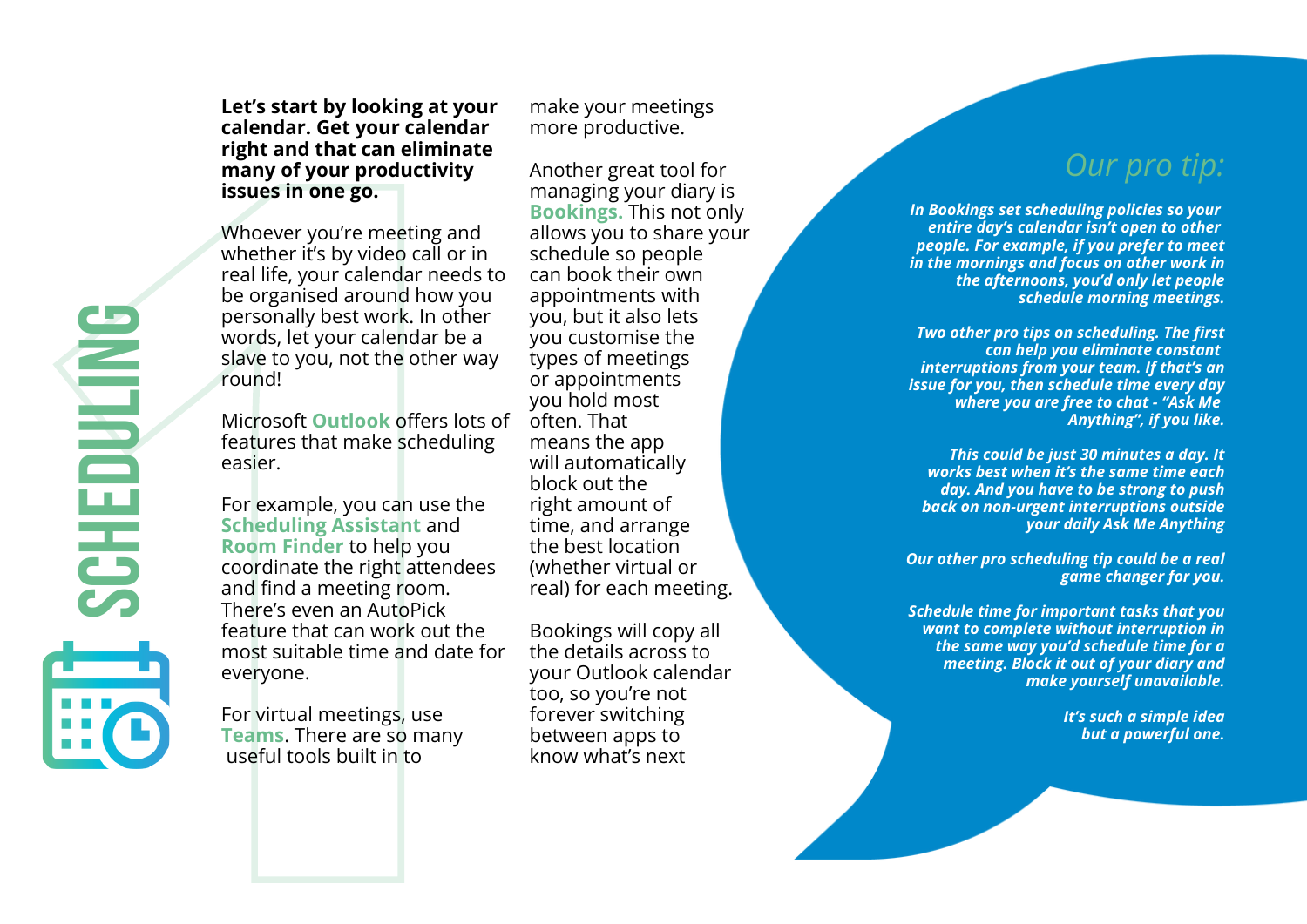# SCHEDULING

**Let's start by looking at your calendar. Get your calendar right and that can eliminate many of your productivity issues in one go.**

Whoever you're meeting and whether it's by video call or in real life, your calendar needs to be organised around how you personally best work. In other words, let your calendar be a slave to you, not the other way round!

Microsoft **Outlook** offers lots of features that make scheduling easier.

For example, you can use the **Scheduling Assistant** and **Room Finder** to help you coordinate the right attendees and find a meeting room. There's even an AutoPick feature that can work out the most suitable time and date for everyone.

For virtual meetings, use **Teams**. There are so many useful tools built in to make your meetings more productive.

Another great tool for managing your diary is **Bookings.** This not only allows you to share your schedule so people can book their own appointments with you, but it also lets you customise the types of meetings or appointments you hold most often. That means the app will automatically block out the right amount of time, and arrange the best location (whether virtual or real) for each meeting.

Bookings will copy all the details across to your Outlook calendar too, so you're not forever switching between apps to know what's next

## Our pro tip:

***In Bookings set scheduling policies so your entire day's calendar isn't open to other people. For example, if you prefer to meet in the mornings and focus on other work in the afternoons, you'd only let people schedule morning meetings.***

***Two other pro tips on scheduling. The first can help you eliminate constant interruptions from your team. If that's an issue for you, then schedule time every day where you are free to chat - "Ask Me Anything", if you like.***

***This could be just 30 minutes a day. It works best when it's the same time each day. And you have to be strong to push back on non-urgent interruptions outside your daily Ask Me Anything***

***Our other pro scheduling tip could be a real game changer for you.***

***Schedule time for important tasks that you want to complete without interruption in the same way you'd schedule time for a meeting. Block it out of your diary and make yourself unavailable.***

***It's such a simple idea but a powerful one.***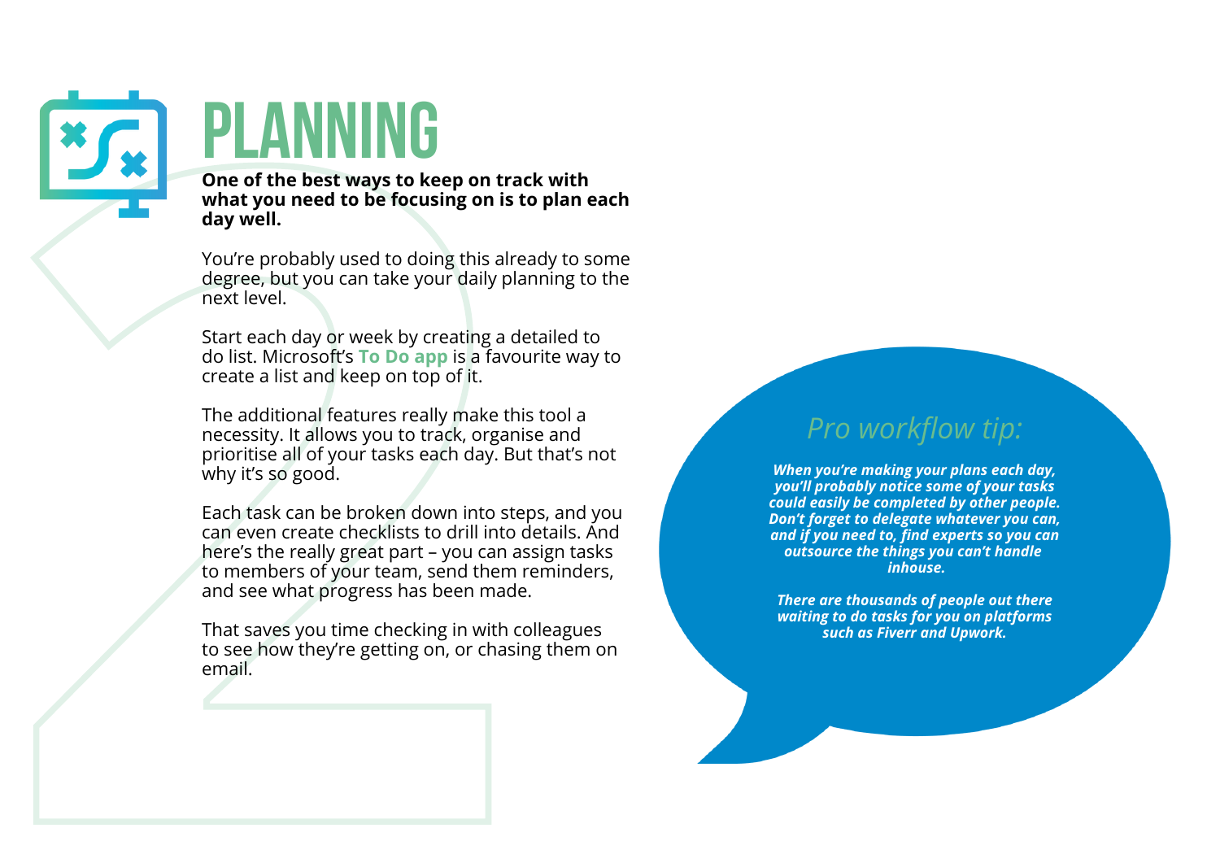# PLANNING

**One of the best ways to keep on track with what you need to be focusing on is to plan each day well.**

You're probably used to doing this already to some degree, but you can take your daily planning to the next level.

Start each day or week by creating a detailed to do list. Microsoft's **To Do app** is a favourite way to create a list and keep on top of it.

The additional features really make this tool a necessity. It allows you to track, organise and prioritise all of your tasks each day. But that's not why it's so good.

Each task can be broken down into steps, and you can even create checklists to drill into details. And here's the really great part – you can assign tasks to members of your team, send them reminders, and see what progress has been made.

That saves you time checking in with colleagues to see how they're getting on, or chasing them on email.

## *Pro workflow tip:*

***When you're making your plans each day, you'll probably notice some of your tasks could easily be completed by other people. Don't forget to delegate whatever you can, and if you need to, find experts so you can outsource the things you can't handle inhouse.***

***There are thousands of people out there waiting to do tasks for you on platforms such as Fiverr and Upwork.***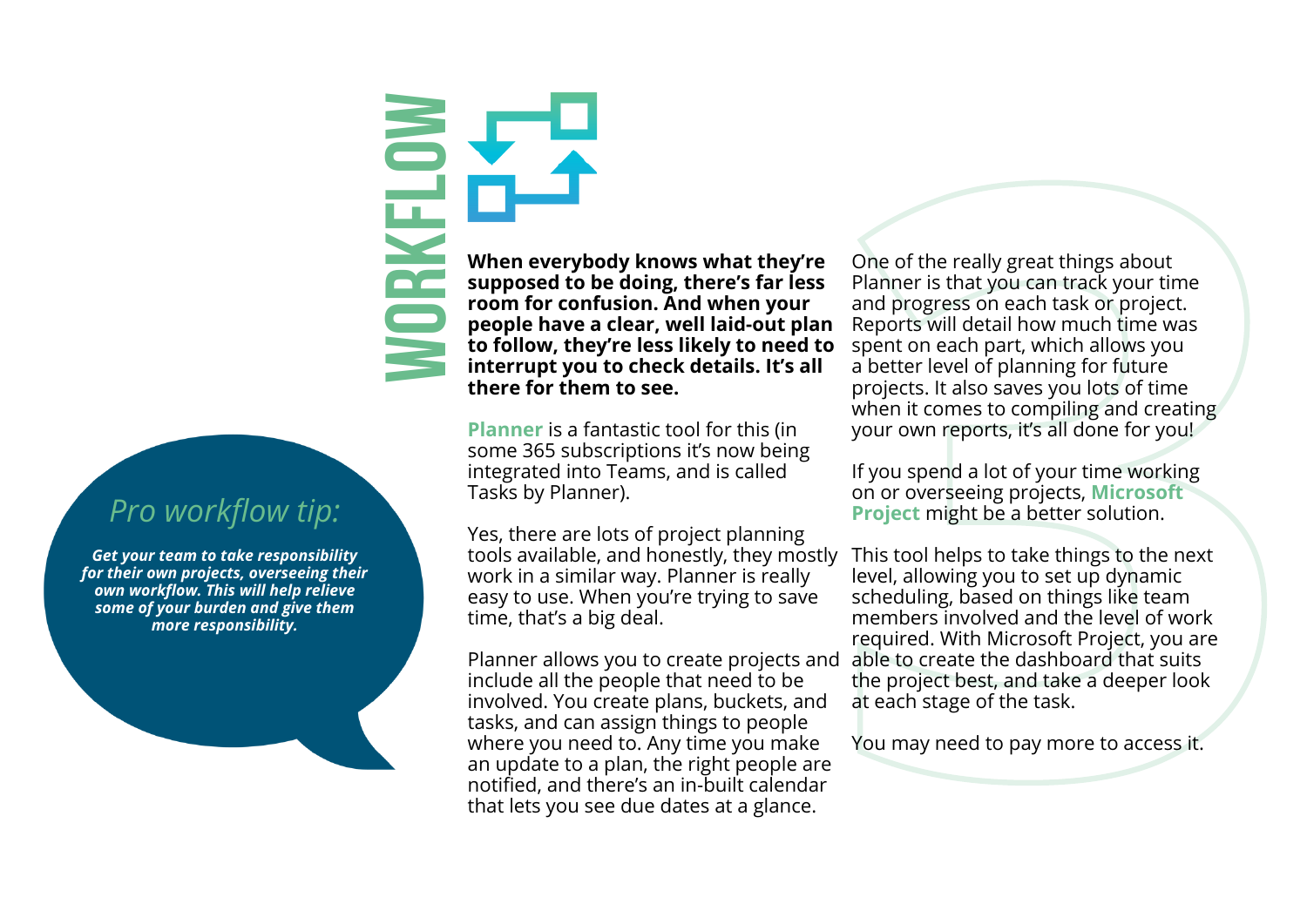# WORKFLOW

**When everybody knows what they're supposed to be doing, there's far less room for confusion. And when your people have a clear, well laid-out plan to follow, they're less likely to need to interrupt you to check details. It's all there for them to see.**

**Planner** is a fantastic tool for this (in some 365 subscriptions it's now being integrated into Teams, and is called Tasks by Planner).

Yes, there are lots of project planning tools available, and honestly, they mostly work in a similar way. Planner is really easy to use. When you're trying to save time, that's a big deal.

Planner allows you to create projects and include all the people that need to be involved. You create plans, buckets, and tasks, and can assign things to people where you need to. Any time you make an update to a plan, the right people are notified, and there's an in-built calendar that lets you see due dates at a glance.

One of the really great things about Planner is that you can track your time and progress on each task or project. Reports will detail how much time was spent on each part, which allows you a better level of planning for future projects. It also saves you lots of time when it comes to compiling and creating your own reports, it's all done for you!

If you spend a lot of your time working on or overseeing projects, **Microsoft Project** might be a better solution.

This tool helps to take things to the next level, allowing you to set up dynamic scheduling, based on things like team members involved and the level of work required. With Microsoft Project, you are able to create the dashboard that suits the project best, and take a deeper look at each stage of the task.

You may need to pay more to access it.

*Pro workflow tip:*

***Get your team to take responsibility for their own projects, overseeing their own workflow. This will help relieve some of your burden and give them more responsibility.***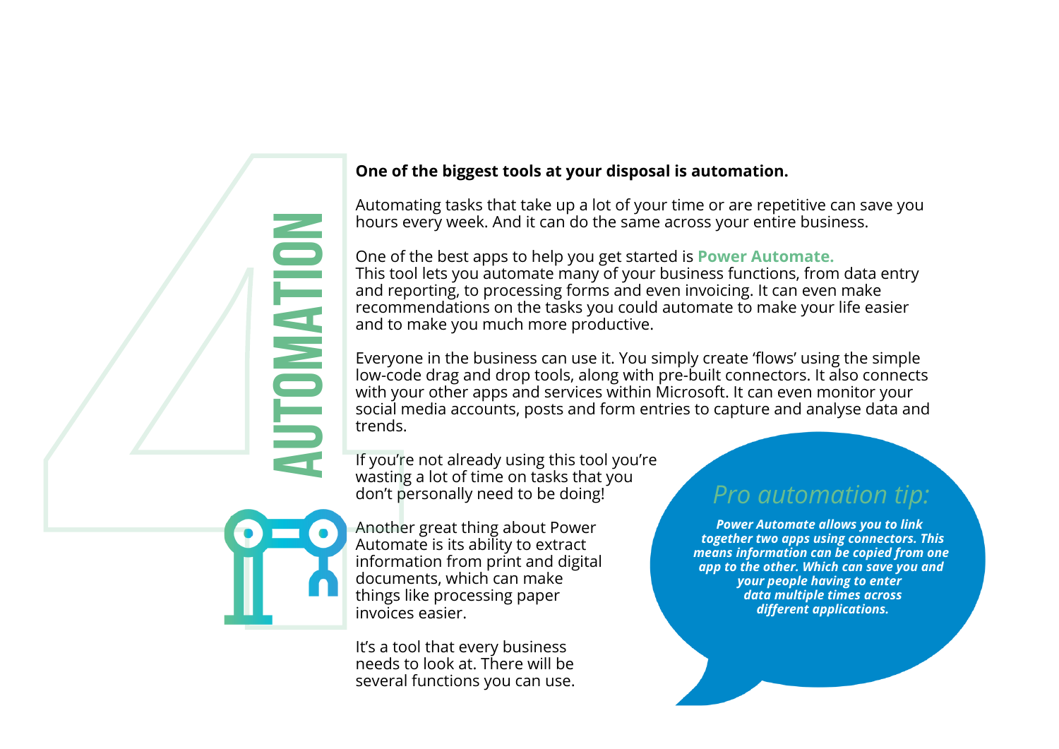# AUTOMATION

**One of the biggest tools at your disposal is automation.**

Automating tasks that take up a lot of your time or are repetitive can save you hours every week. And it can do the same across your entire business.

One of the best apps to help you get started is **Power Automate.** This tool lets you automate many of your business functions, from data entry and reporting, to processing forms and even invoicing. It can even make recommendations on the tasks you could automate to make your life easier and to make you much more productive.

Everyone in the business can use it. You simply create 'flows' using the simple low-code drag and drop tools, along with pre-built connectors. It also connects with your other apps and services within Microsoft. It can even monitor your social media accounts, posts and form entries to capture and analyse data and trends.

If you're not already using this tool you're wasting a lot of time on tasks that you don't personally need to be doing!

Another great thing about Power Automate is its ability to extract information from print and digital documents, which can make things like processing paper invoices easier.

It's a tool that every business needs to look at. There will be several functions you can use.

## *Pro automation tip:*

***Power Automate allows you to link together two apps using connectors. This means information can be copied from one app to the other. Which can save you and your people having to enter data multiple times across different applications.***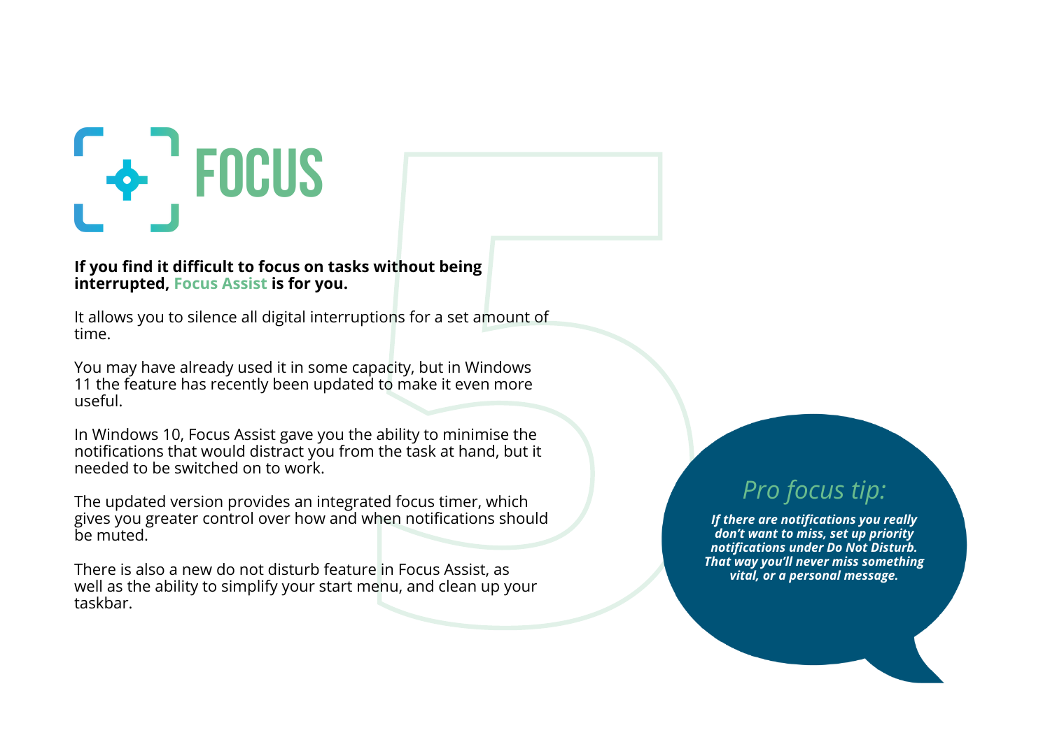# FOCUS

**If you find it difficult to focus on tasks without being interrupted, Focus Assist is for you.**

It allows you to silence all digital interruptions for a set amount of time.

You may have already used it in some capacity, but in Windows 11 the feature has recently been updated to make it even more useful.

In Windows 10, Focus Assist gave you the ability to minimise the notifications that would distract you from the task at hand, but it needed to be switched on to work.

The updated version provides an integrated focus timer, which gives you greater control over how and when notifications should be muted.

There is also a new do not disturb feature in Focus Assist, as well as the ability to simplify your start menu, and clean up your taskbar.

*Pro focus tip:*

***If there are notifications you really don't want to miss, set up priority notifications under Do Not Disturb. That way you'll never miss something vital, or a personal message.***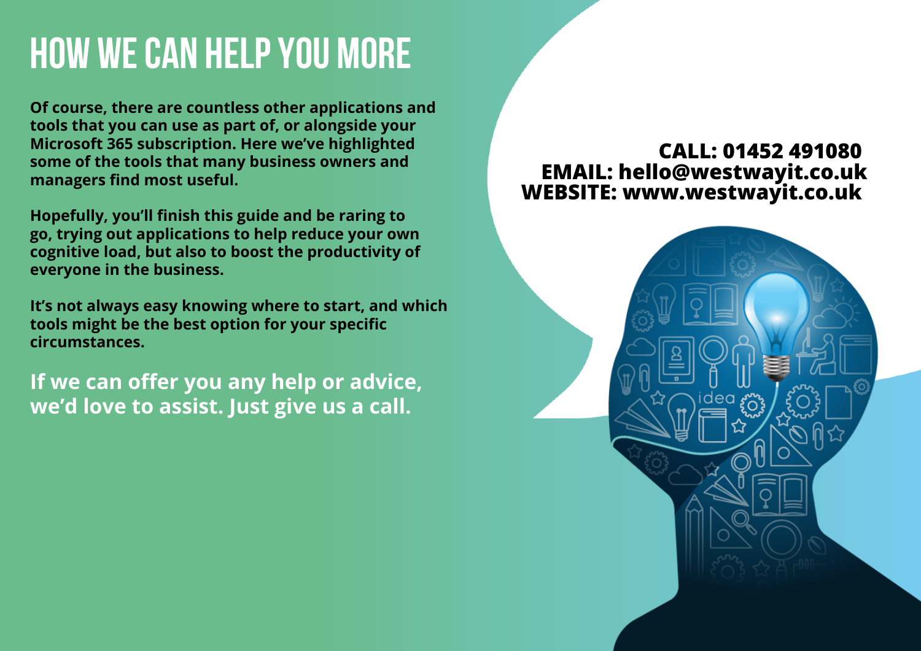# HOW WE CAN HELP YOU MORE

**Of course, there are countless other applications and tools that you can use as part of, or alongside your Microsoft 365 subscription. Here we've highlighted some of the tools that many business owners and managers find most useful.**

**Hopefully, you'll finish this guide and be raring to go, trying out applications to help reduce your own cognitive load, but also to boost the productivity of everyone in the business.**

**It's not always easy knowing where to start, and which tools might be the best option for your specific circumstances.**

**If we can offer you any help or advice, we'd love to assist. Just give us a call.**

**CALL: 01452 491080**
**EMAIL: hello@westwayit.co.uk**
**WEBSITE: www.westwayit.co.uk**